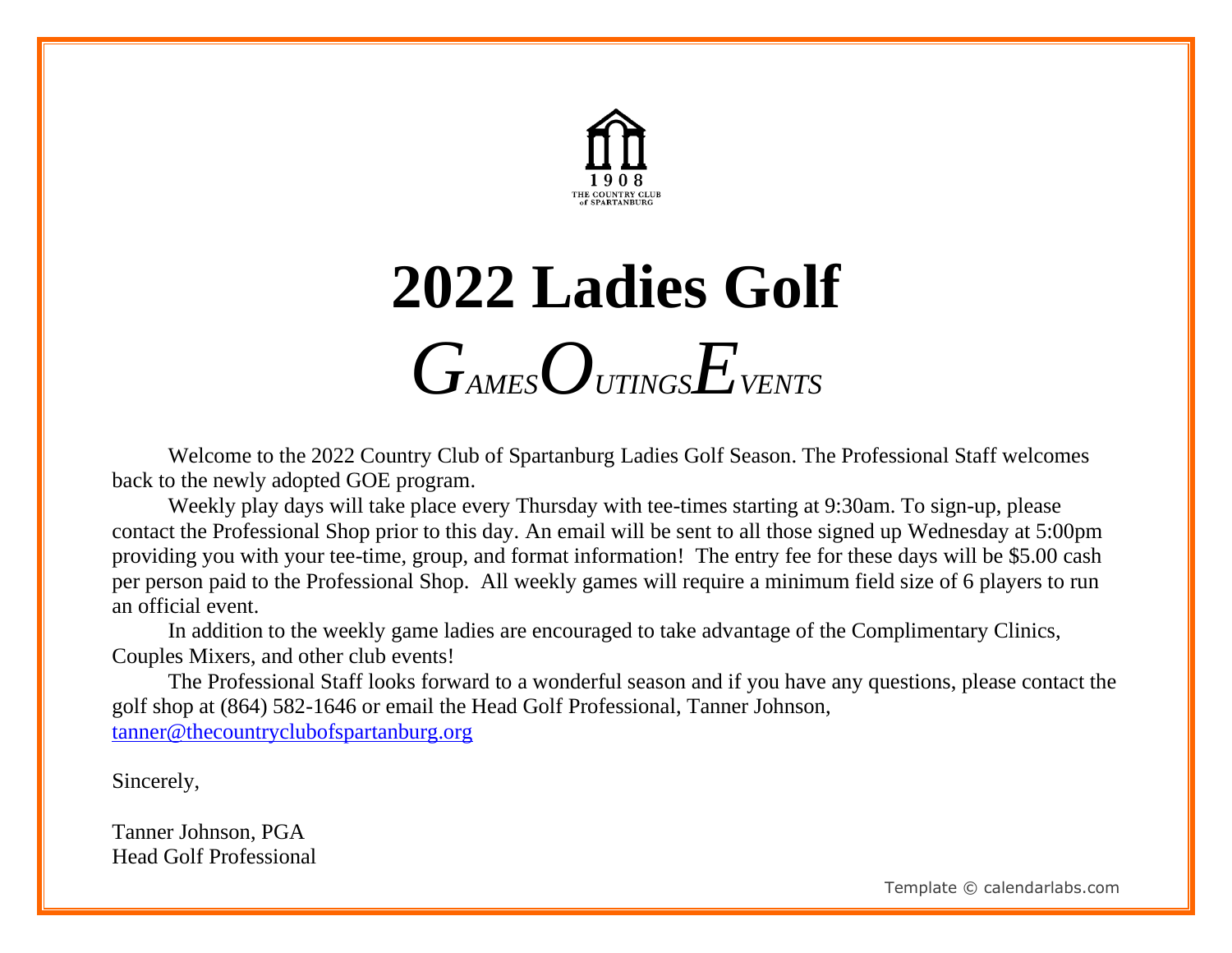1908
THE COUNTRY CLUB
of SPARTANBURG

# 2022 Ladies Golf

## *GAMES OUTINGS EVENTS*

Welcome to the 2022 Country Club of Spartanburg Ladies Golf Season. The Professional Staff welcomes back to the newly adopted GOE program.

Weekly play days will take place every Thursday with tee-times starting at 9:30am. To sign-up, please contact the Professional Shop prior to this day. An email will be sent to all those signed up Wednesday at 5:00pm providing you with your tee-time, group, and format information! The entry fee for these days will be $5.00 cash per person paid to the Professional Shop. All weekly games will require a minimum field size of 6 players to run an official event.

In addition to the weekly game ladies are encouraged to take advantage of the Complimentary Clinics, Couples Mixers, and other club events!

The Professional Staff looks forward to a wonderful season and if you have any questions, please contact the golf shop at (864) 582-1646 or email the Head Golf Professional, Tanner Johnson, tanner@thecountryclubofspartanburg.org

Sincerely,

Tanner Johnson, PGA
Head Golf Professional

Template © calendarlabs.com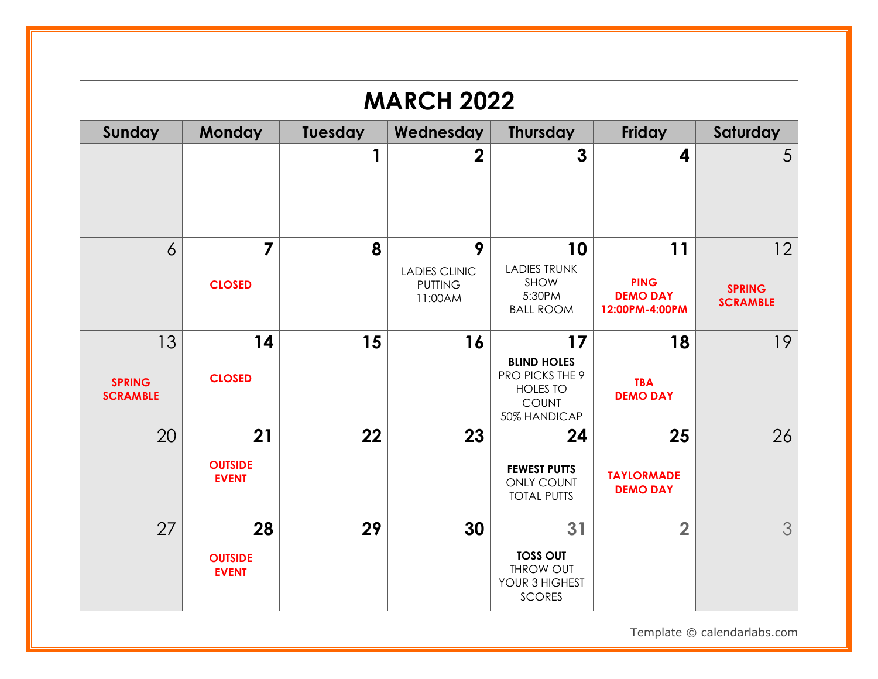# MARCH 2022

| Sunday | Monday | Tuesday | Wednesday | Thursday | Friday | Saturday |
|---|---|---|---|---|---|---|
| | | 1 | 2 | 3 | 4 | 5 |
| 6 | 7<br>**CLOSED** | 8 | 9<br>LADIES CLINIC PUTTING 11:00AM | 10<br>LADIES TRUNK SHOW 5:30PM BALL ROOM | 11<br>**PING DEMO DAY 12:00PM-4:00PM** | 12<br>**SPRING SCRAMBLE** |
| 13<br>**SPRING SCRAMBLE** | 14<br>**CLOSED** | 15 | 16 | 17<br>**BLIND HOLES**<br>PRO PICKS THE 9 HOLES TO COUNT<br>50% HANDICAP | 18<br>**TBA DEMO DAY** | 19 |
| 20 | 21<br>**OUTSIDE EVENT** | 22 | 23 | 24<br>**FEWEST PUTTS**<br>ONLY COUNT TOTAL PUTTS | 25<br>**TAYLORMADE DEMO DAY** | 26 |
| 27 | 28<br>**OUTSIDE EVENT** | 29 | 30 | 31<br>**TOSS OUT**<br>THROW OUT YOUR 3 HIGHEST SCORES | 2 | 3 |

Template © calendarlabs.com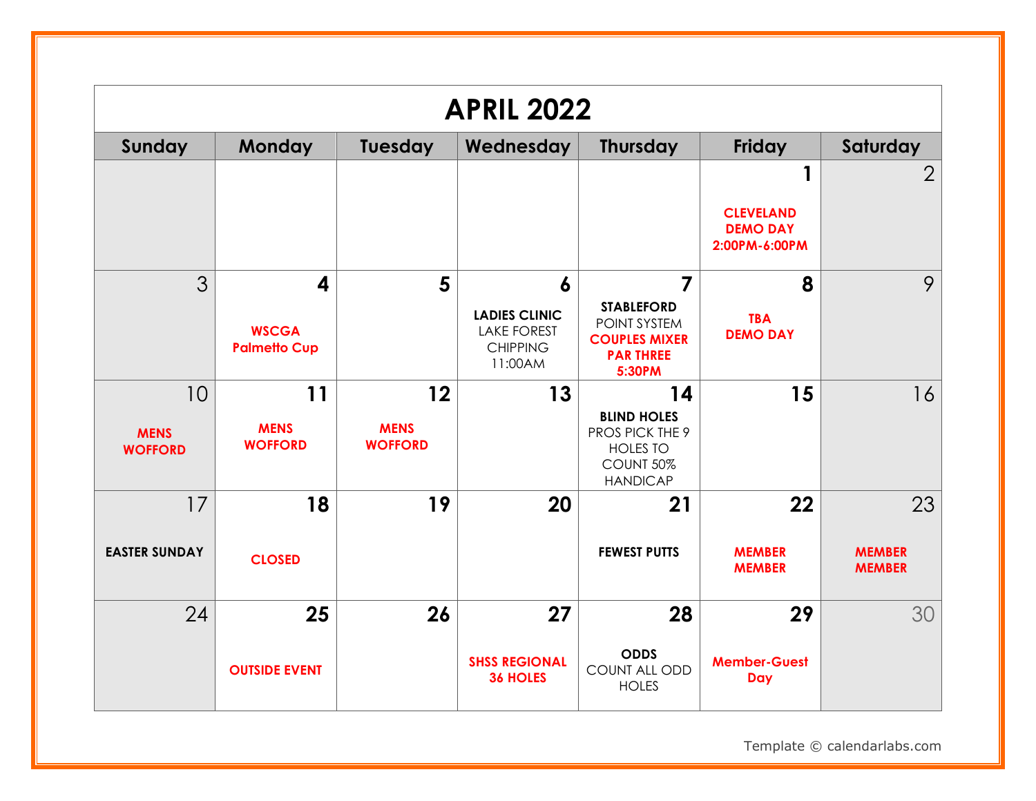# APRIL 2022

| Sunday | Monday | Tuesday | Wednesday | Thursday | Friday | Saturday |
|---|---|---|---|---|---|---|
| | | | | | 1 CLEVELAND DEMO DAY 2:00PM-6:00PM | 2 |
| 3 | 4 WSCGA Palmetto Cup | 5 | 6 LADIES CLINIC LAKE FOREST CHIPPING 11:00AM | 7 STABLEFORD POINT SYSTEM COUPLES MIXER PAR THREE 5:30PM | 8 TBA DEMO DAY | 9 |
| 10 MENS WOFFORD | 11 MENS WOFFORD | 12 MENS WOFFORD | 13 | 14 BLIND HOLES PROS PICK THE 9 HOLES TO COUNT 50% HANDICAP | 15 | 16 |
| 17 EASTER SUNDAY | 18 CLOSED | 19 | 20 | 21 FEWEST PUTTS | 22 MEMBER MEMBER | 23 MEMBER MEMBER |
| 24 | 25 OUTSIDE EVENT | 26 | 27 SHSS REGIONAL 36 HOLES | 28 ODDS COUNT ALL ODD HOLES | 29 Member-Guest Day | 30 |

Template © calendarlabs.com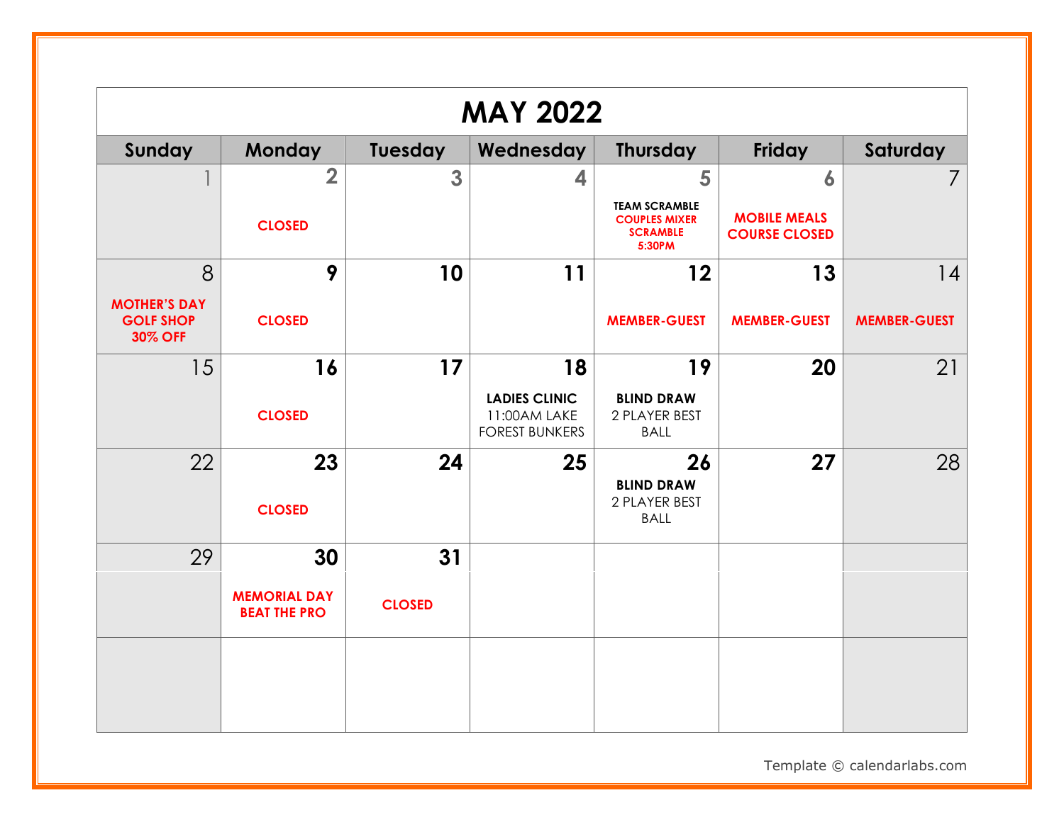# MAY 2022

| Sunday | Monday | Tuesday | Wednesday | Thursday | Friday | Saturday |
|---|---|---|---|---|---|---|
| 1 | 2 CLOSED | 3 | 4 | 5 TEAM SCRAMBLE COUPLES MIXER SCRAMBLE 5:30PM | 6 MOBILE MEALS COURSE CLOSED | 7 |
| 8 MOTHER'S DAY GOLF SHOP 30% OFF | 9 CLOSED | 10 | 11 | 12 MEMBER-GUEST | 13 MEMBER-GUEST | 14 MEMBER-GUEST |
| 15 | 16 CLOSED | 17 | 18 LADIES CLINIC 11:00AM LAKE FOREST BUNKERS | 19 BLIND DRAW 2 PLAYER BEST BALL | 20 | 21 |
| 22 | 23 CLOSED | 24 | 25 | 26 BLIND DRAW 2 PLAYER BEST BALL | 27 | 28 |
| 29 | 30 MEMORIAL DAY BEAT THE PRO | 31 CLOSED | | | | |

Template © calendarlabs.com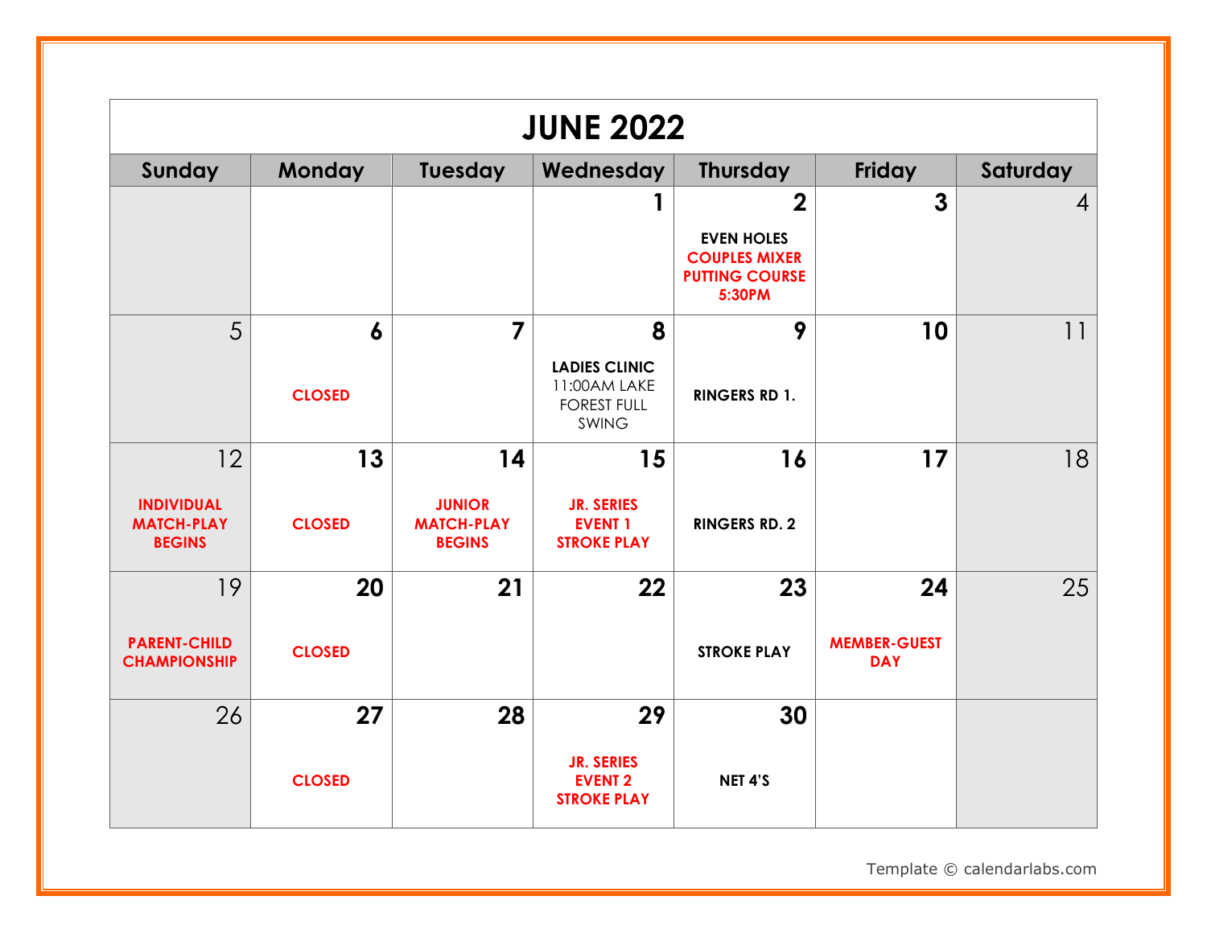# JUNE 2022

| Sunday | Monday | Tuesday | Wednesday | Thursday | Friday | Saturday |
|---|---|---|---|---|---|---|
| | | | 1 | 2<br>**EVEN HOLES**<br>**COUPLES MIXER PUTTING COURSE 5:30PM** | 3 | 4 |
| 5 | 6<br>**CLOSED** | 7 | 8<br>**LADIES CLINIC**<br>11:00AM LAKE FOREST FULL SWING | 9<br>**RINGERS RD 1.** | 10 | 11 |
| 12<br>**INDIVIDUAL MATCH-PLAY BEGINS** | 13<br>**CLOSED** | 14<br>**JUNIOR MATCH-PLAY BEGINS** | 15<br>**JR. SERIES EVENT 1 STROKE PLAY** | 16<br>**RINGERS RD. 2** | 17 | 18 |
| 19<br>**PARENT-CHILD CHAMPIONSHIP** | 20<br>**CLOSED** | 21 | 22 | 23<br>**STROKE PLAY** | 24<br>**MEMBER-GUEST DAY** | 25 |
| 26 | 27<br>**CLOSED** | 28 | 29<br>**JR. SERIES EVENT 2 STROKE PLAY** | 30<br>**NET 4'S** | | |

Template © calendarlabs.com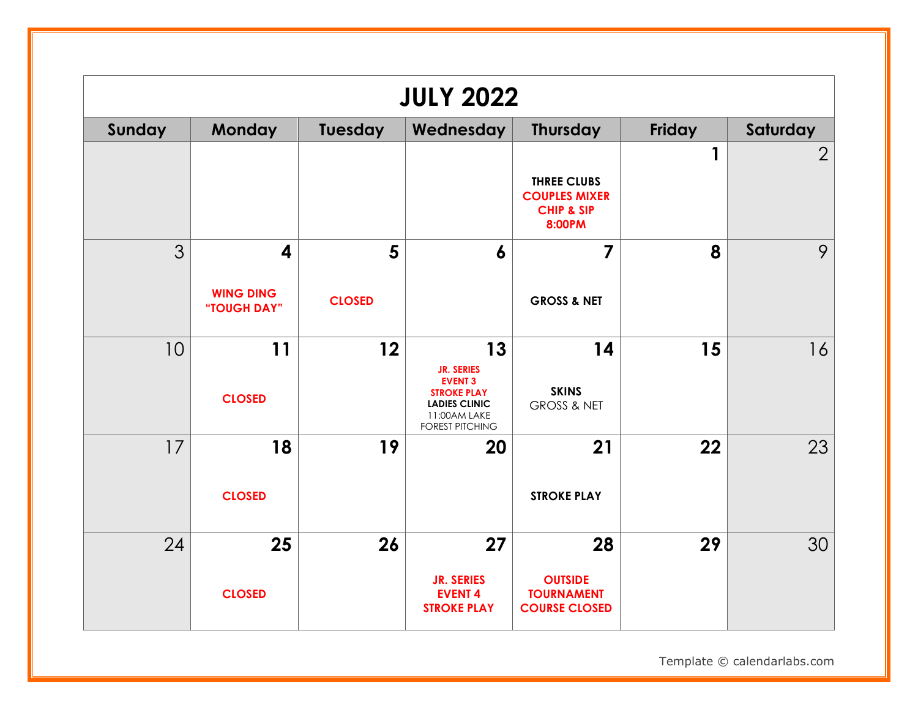# JULY 2022

| Sunday | Monday | Tuesday | Wednesday | Thursday | Friday | Saturday |
|---|---|---|---|---|---|---|
| | | | | THREE CLUBS COUPLES MIXER CHIP & SIP 8:00PM | 1 | 2 |
| 3 | 4 WING DING "TOUGH DAY" | 5 CLOSED | 6 | 7 GROSS & NET | 8 | 9 |
| 10 | 11 CLOSED | 12 | 13 JR. SERIES EVENT 3 STROKE PLAY LADIES CLINIC 11:00AM LAKE FOREST PITCHING | 14 SKINS GROSS & NET | 15 | 16 |
| 17 | 18 CLOSED | 19 | 20 | 21 STROKE PLAY | 22 | 23 |
| 24 | 25 CLOSED | 26 | 27 JR. SERIES EVENT 4 STROKE PLAY | 28 OUTSIDE TOURNAMENT COURSE CLOSED | 29 | 30 |

Template © calendarlabs.com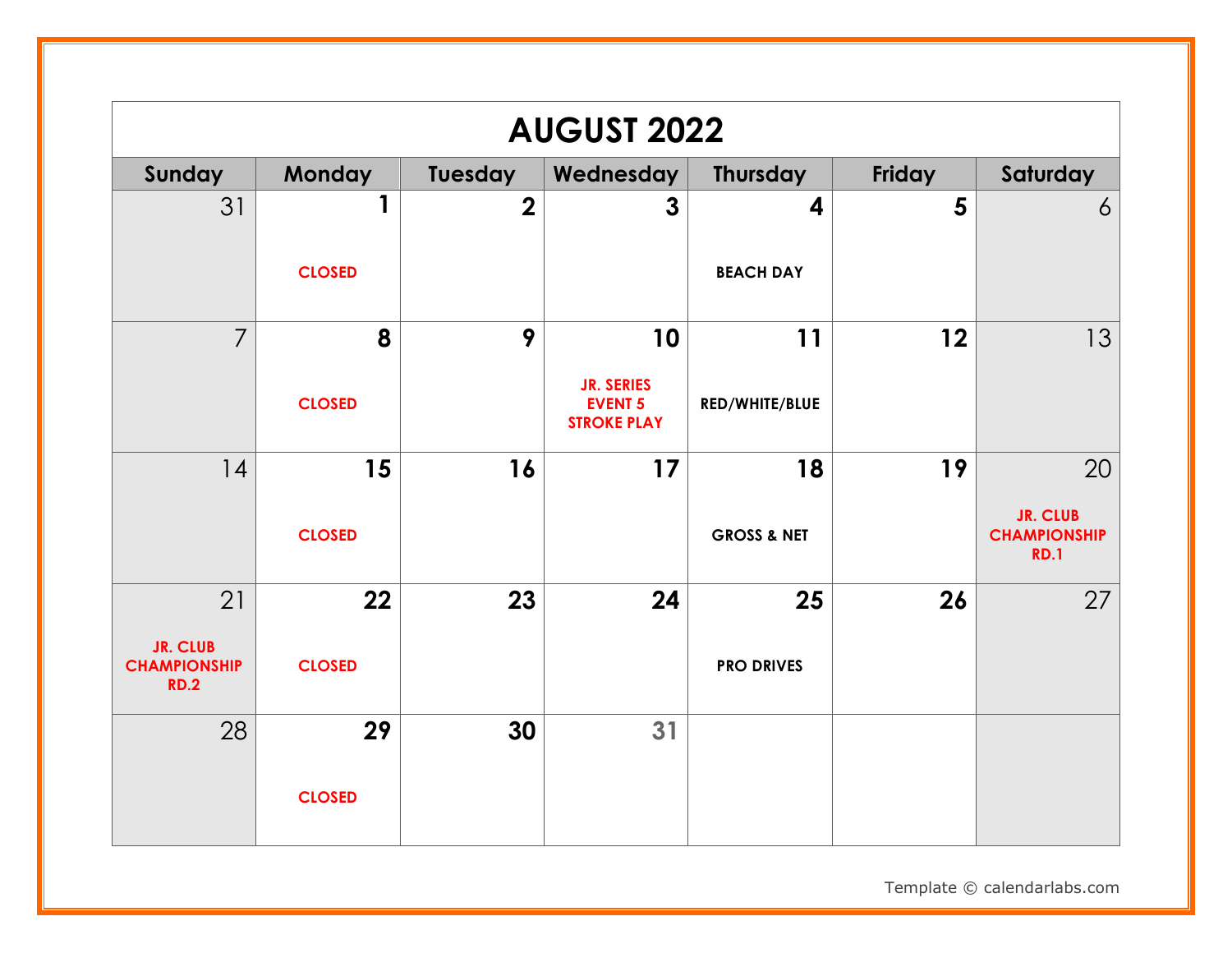# AUGUST 2022

| Sunday | Monday | Tuesday | Wednesday | Thursday | Friday | Saturday |
|---|---|---|---|---|---|---|
| 31 | 1<br>CLOSED | 2 | 3 | 4<br>BEACH DAY | 5 | 6 |
| 7 | 8<br>CLOSED | 9 | 10<br>JR. SERIES EVENT 5 STROKE PLAY | 11<br>RED/WHITE/BLUE | 12 | 13 |
| 14 | 15<br>CLOSED | 16 | 17 | 18<br>GROSS & NET | 19 | 20<br>JR. CLUB CHAMPIONSHIP RD.1 |
| 21<br>JR. CLUB CHAMPIONSHIP RD.2 | 22<br>CLOSED | 23 | 24 | 25<br>PRO DRIVES | 26 | 27 |
| 28 | 29<br>CLOSED | 30 | 31 | | | |

Template © calendarlabs.com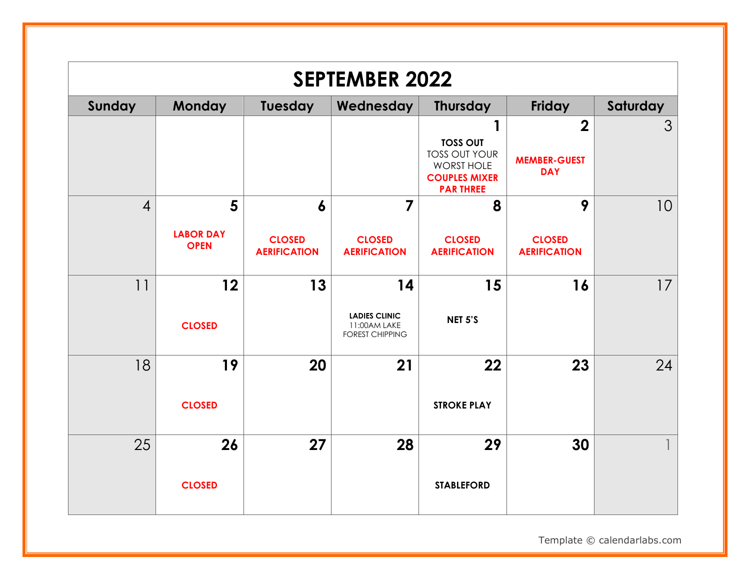# SEPTEMBER 2022

| Sunday | Monday | Tuesday | Wednesday | Thursday | Friday | Saturday |
|---|---|---|---|---|---|---|
| | | | | **1** **TOSS OUT** TOSS OUT YOUR WORST HOLE **COUPLES MIXER PAR THREE** | **2** **MEMBER-GUEST DAY** | 3 |
| 4 | **5** **LABOR DAY OPEN** | **6** **CLOSED AERIFICATION** | **7** **CLOSED AERIFICATION** | **8** **CLOSED AERIFICATION** | **9** **CLOSED AERIFICATION** | 10 |
| 11 | **12** **CLOSED** | **13** | **14** **LADIES CLINIC** 11:00AM LAKE FOREST CHIPPING | **15** **NET 5'S** | **16** | 17 |
| 18 | **19** **CLOSED** | **20** | **21** | **22** **STROKE PLAY** | **23** | 24 |
| 25 | **26** **CLOSED** | **27** | **28** | **29** **STABLEFORD** | **30** | 1 |

Template © calendarlabs.com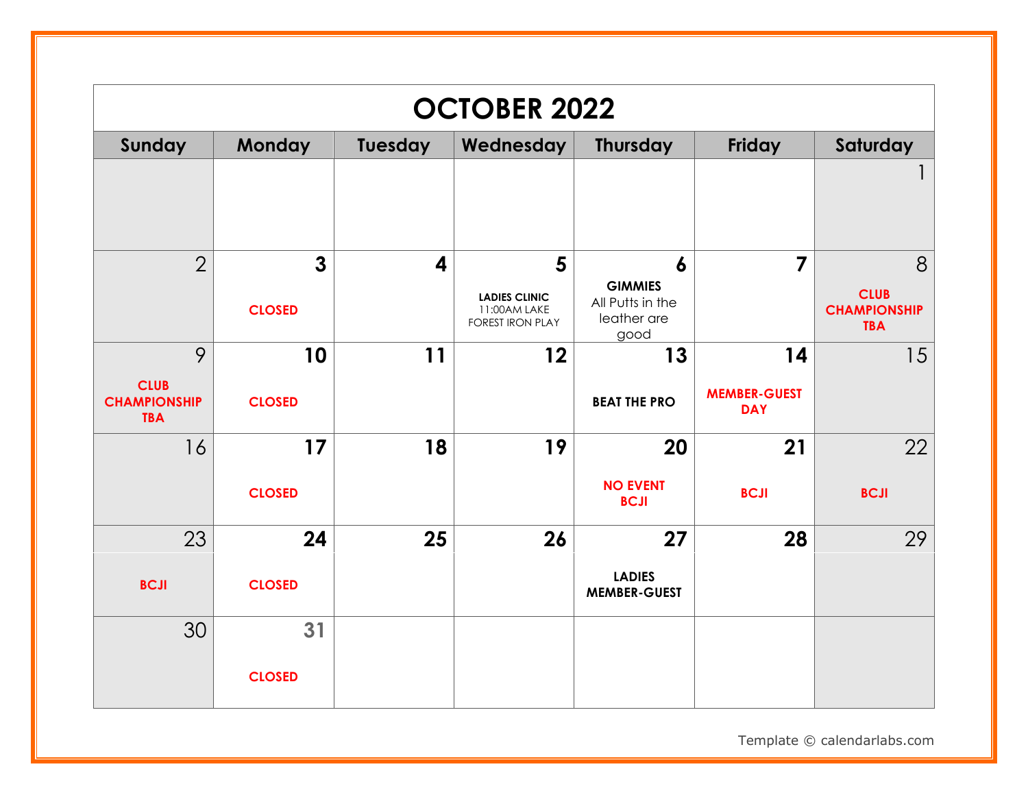# OCTOBER 2022

| Sunday | Monday | Tuesday | Wednesday | Thursday | Friday | Saturday |
|---|---|---|---|---|---|---|
| | | | | | | 1 |
| 2 | 3 **CLOSED** | 4 | 5 **LADIES CLINIC** 11:00AM LAKE FOREST IRON PLAY | 6 **GIMMIES** All Putts in the leather are good | 7 | 8 **CLUB CHAMPIONSHIP TBA** |
| 9 **CLUB CHAMPIONSHIP TBA** | 10 **CLOSED** | 11 | 12 | 13 **BEAT THE PRO** | 14 **MEMBER-GUEST DAY** | 15 |
| 16 | 17 **CLOSED** | 18 | 19 | 20 **NO EVENT BCJI** | 21 **BCJI** | 22 **BCJI** |
| 23 **BCJI** | 24 **CLOSED** | 25 | 26 | 27 **LADIES MEMBER-GUEST** | 28 | 29 |
| 30 | 31 **CLOSED** | | | | | |

Template © calendarlabs.com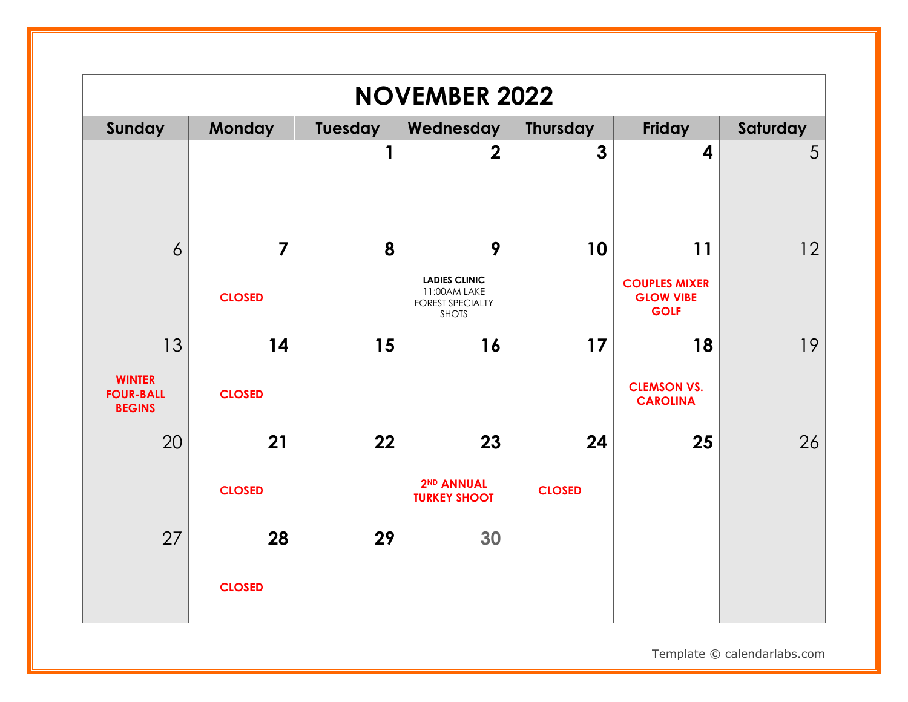# NOVEMBER 2022

| Sunday | Monday | Tuesday | Wednesday | Thursday | Friday | Saturday |
|---|---|---|---|---|---|---|
| | | 1 | 2 | 3 | 4 | 5 |
| 6 | 7 CLOSED | 8 | 9 **LADIES CLINIC** 11:00AM LAKE FOREST SPECIALTY SHOTS | 10 | 11 COUPLES MIXER GLOW VIBE GOLF | 12 |
| 13 WINTER FOUR-BALL BEGINS | 14 CLOSED | 15 | 16 | 17 | 18 CLEMSON VS. CAROLINA | 19 |
| 20 | 21 CLOSED | 22 | 23 2ND ANNUAL TURKEY SHOOT | 24 CLOSED | 25 | 26 |
| 27 | 28 CLOSED | 29 | 30 | | | |

Template © calendarlabs.com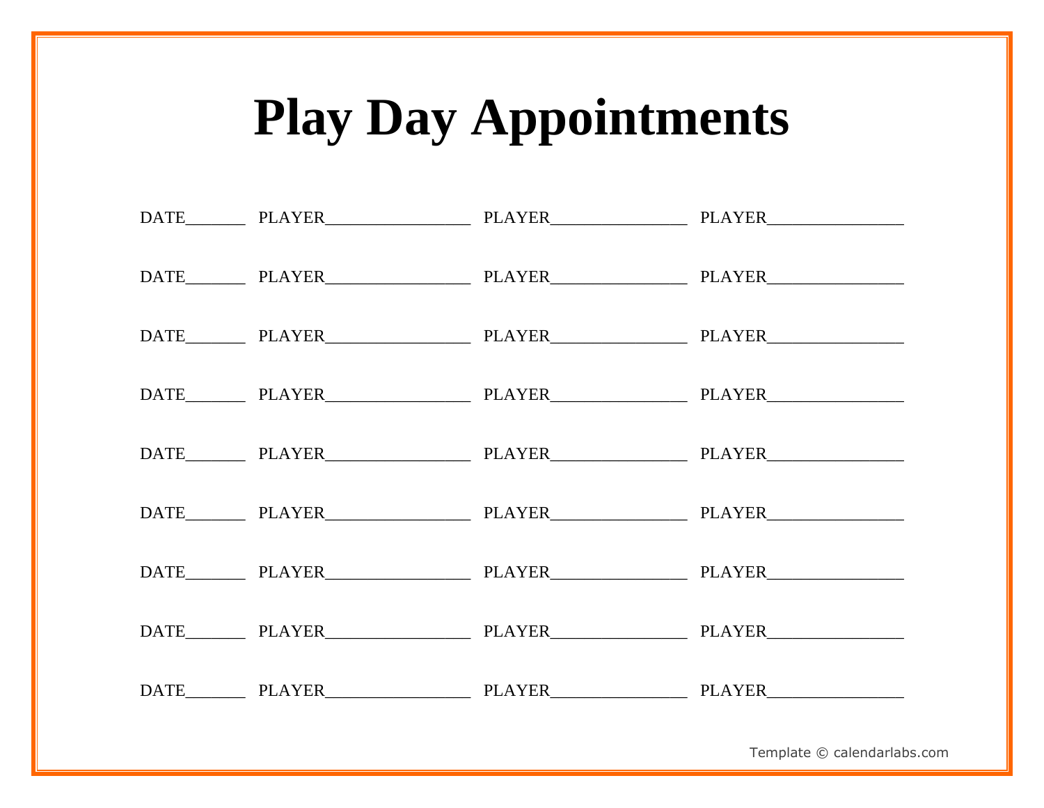# Play Day Appointments

DATE_______ PLAYER_________________ PLAYER________________ PLAYER________________

DATE_______ PLAYER_________________ PLAYER________________ PLAYER________________

DATE_______ PLAYER_________________ PLAYER________________ PLAYER________________

DATE_______ PLAYER_________________ PLAYER________________ PLAYER________________

DATE_______ PLAYER_________________ PLAYER________________ PLAYER________________

DATE_______ PLAYER_________________ PLAYER________________ PLAYER________________

DATE_______ PLAYER_________________ PLAYER________________ PLAYER________________

DATE_______ PLAYER_________________ PLAYER________________ PLAYER________________

DATE_______ PLAYER_________________ PLAYER________________ PLAYER________________

Template © calendarlabs.com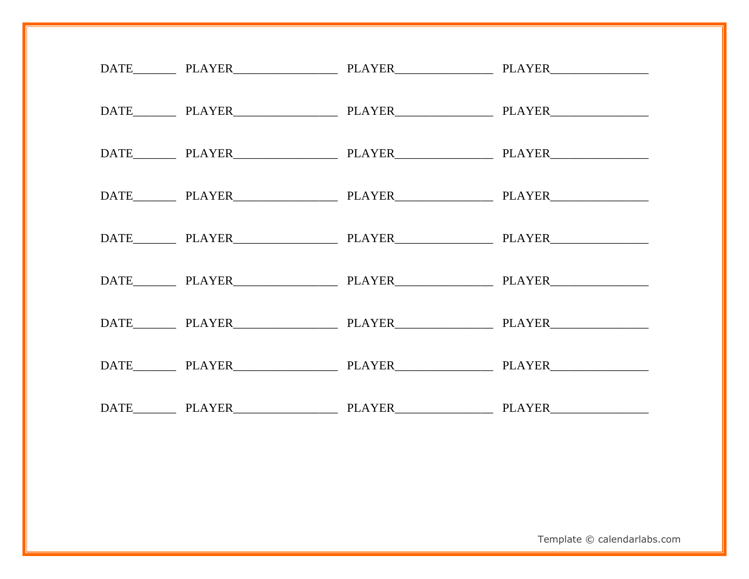DATE_______ PLAYER_________________ PLAYER________________ PLAYER________________

DATE_______ PLAYER_________________ PLAYER________________ PLAYER________________

DATE_______ PLAYER_________________ PLAYER________________ PLAYER________________

DATE_______ PLAYER_________________ PLAYER________________ PLAYER________________

DATE_______ PLAYER_________________ PLAYER________________ PLAYER________________

DATE_______ PLAYER_________________ PLAYER________________ PLAYER________________

DATE_______ PLAYER_________________ PLAYER________________ PLAYER________________

DATE_______ PLAYER_________________ PLAYER________________ PLAYER________________

DATE_______ PLAYER_________________ PLAYER________________ PLAYER________________

Template © calendarlabs.com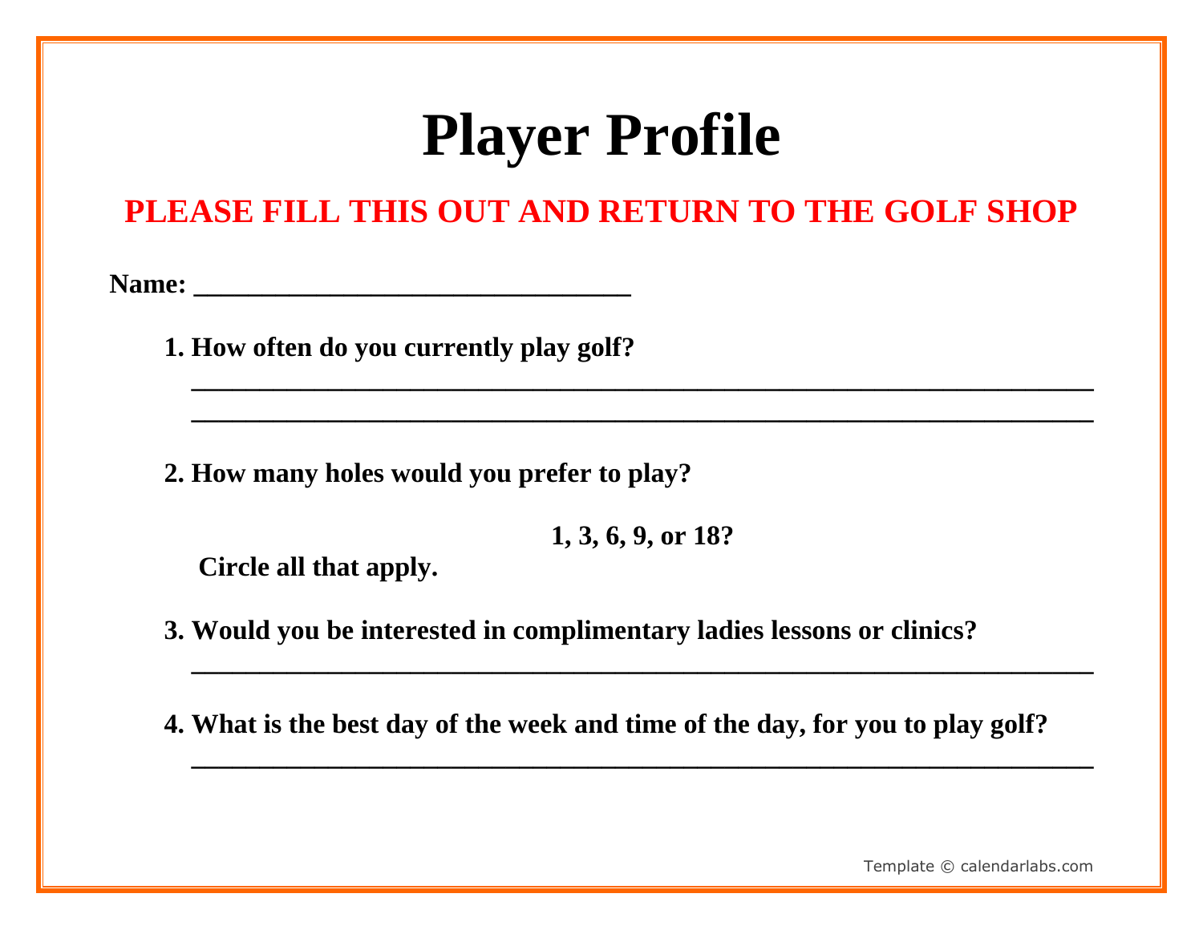# Player Profile

**PLEASE FILL THIS OUT AND RETURN TO THE GOLF SHOP**

**Name: ________________________________**

1. **How often do you currently play golf?**

   ___________________________________________________________________
   ___________________________________________________________________

2. **How many holes would you prefer to play?**

   **1, 3, 6, 9, or 18?**

   **Circle all that apply.**

3. **Would you be interested in complimentary ladies lessons or clinics?**

   ___________________________________________________________________

4. **What is the best day of the week and time of the day, for you to play golf?**

   ___________________________________________________________________

Template © calendarlabs.com